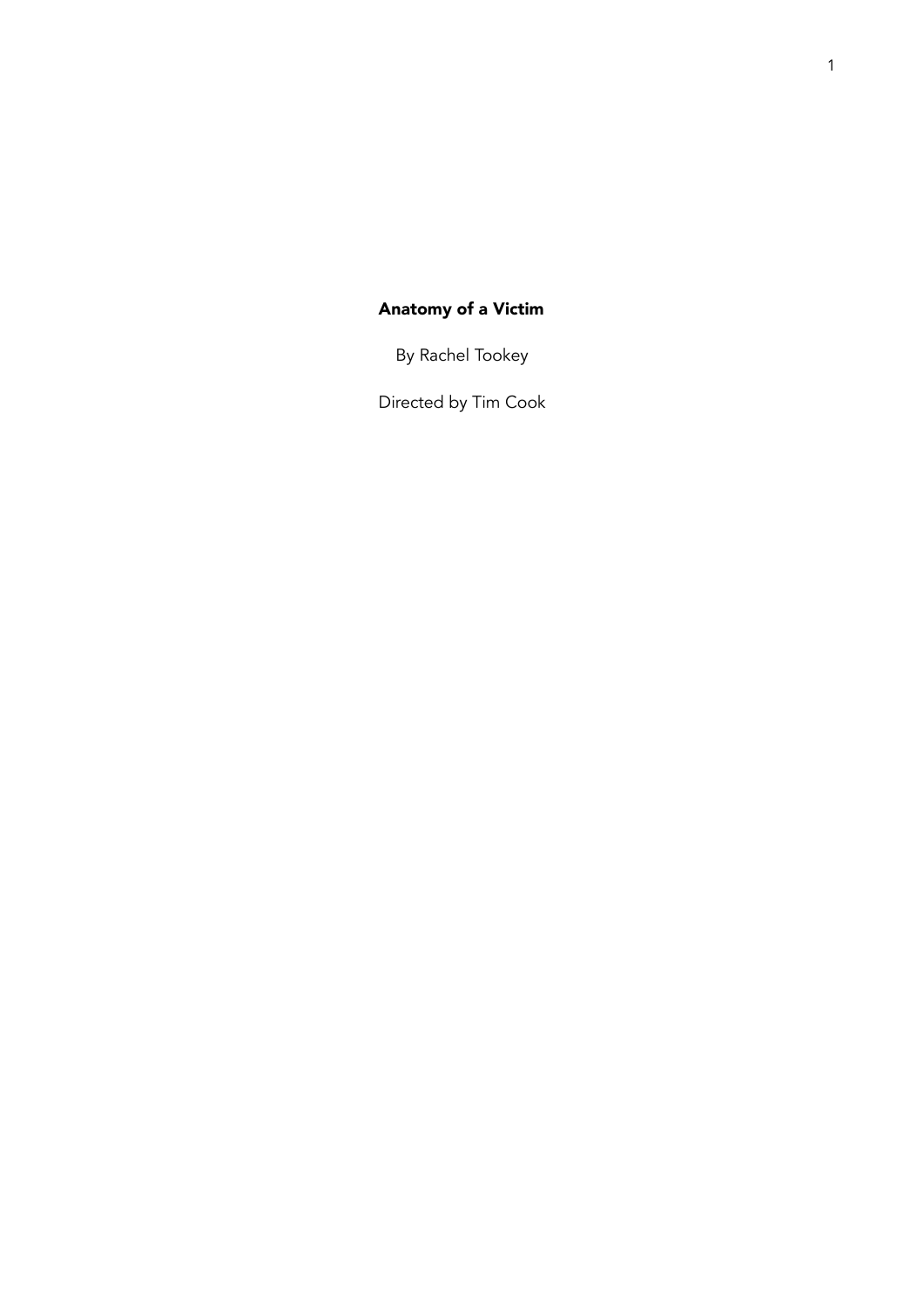# Anatomy of a Victim

By Rachel Tookey

Directed by Tim Cook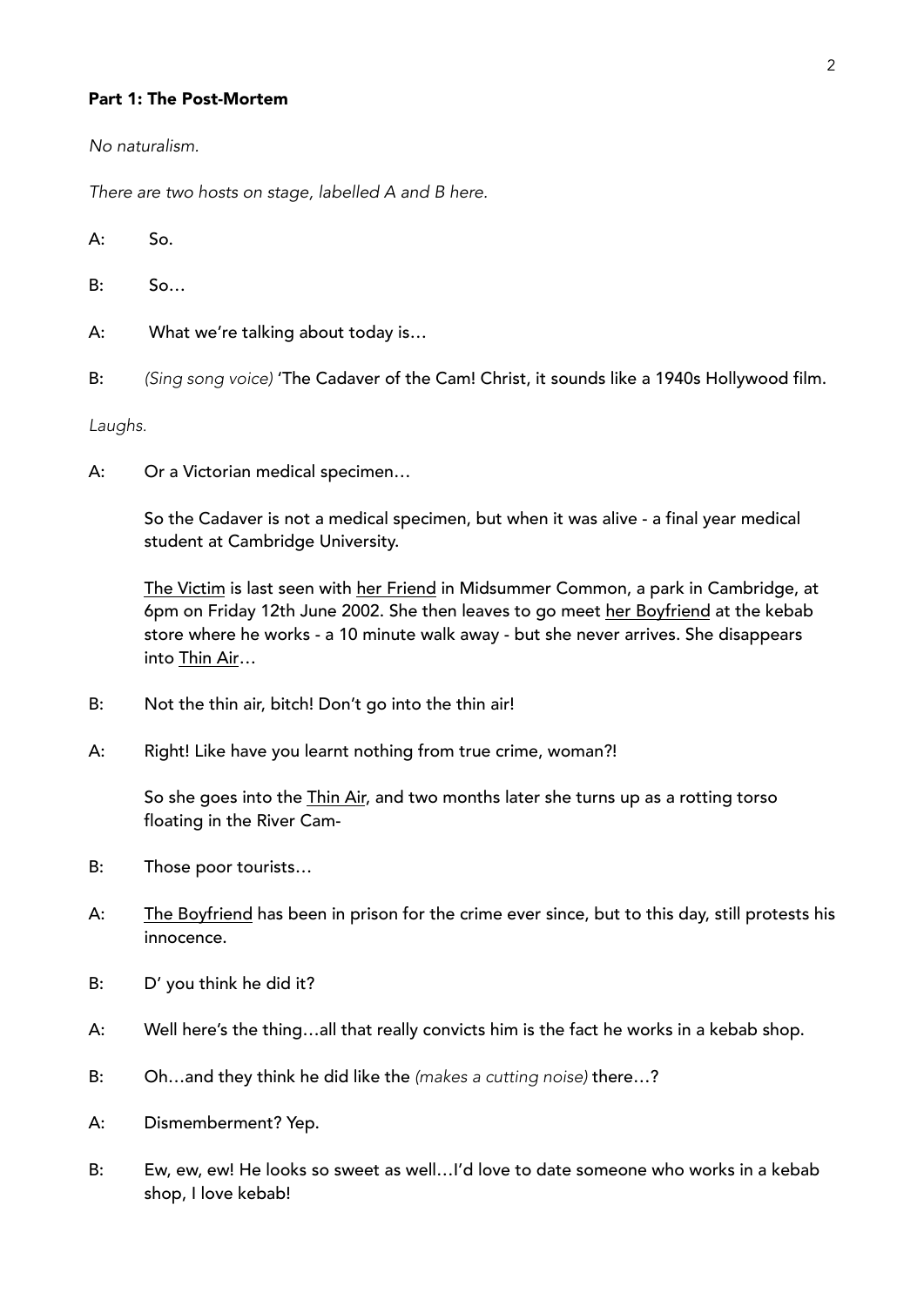**Part 1: The Post-Mortem**

*No naturalism.*

*There are two hosts on stage, labelled A and B here.*

A: So.

B: So…

A: What we're talking about today is…

B: *(Sing song voice)* 'The Cadaver of the Cam! Christ, it sounds like a 1940s Hollywood film.

*Laughs.*

A: Or a Victorian medical specimen…

So the Cadaver is not a medical specimen, but when it was alive - a final year medical student at Cambridge University.

<u>The Victim</u> is last seen with <u>her Friend</u> in Midsummer Common, a park in Cambridge, at 6pm on Friday 12th June 2002. She then leaves to go meet <u>her Boyfriend</u> at the kebab store where he works - a 10 minute walk away - but she never arrives. She disappears into <u>Thin Air</u>…

B: Not the thin air, bitch! Don't go into the thin air!

A: Right! Like have you learnt nothing from true crime, woman?!

So she goes into the <u>Thin Air</u>, and two months later she turns up as a rotting torso floating in the River Cam-

B: Those poor tourists…

A: <u>The Boyfriend</u> has been in prison for the crime ever since, but to this day, still protests his innocence.

B: D' you think he did it?

A: Well here's the thing…all that really convicts him is the fact he works in a kebab shop.

B: Oh…and they think he did like the *(makes a cutting noise)* there…?

A: Dismemberment? Yep.

B: Ew, ew, ew! He looks so sweet as well…I'd love to date someone who works in a kebab shop, I love kebab!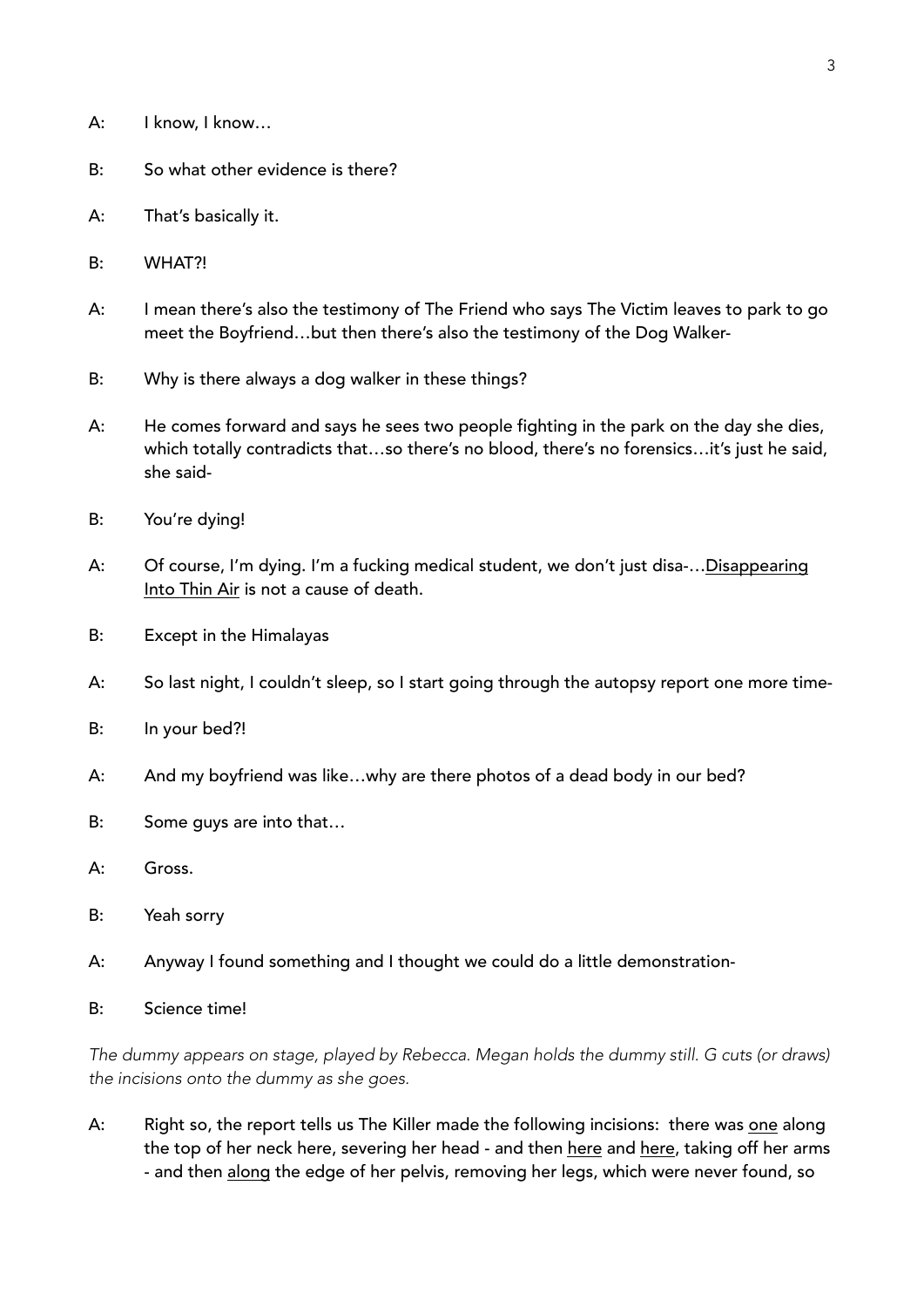A: I know, I know…

B: So what other evidence is there?

A: That's basically it.

B: WHAT?!

A: I mean there's also the testimony of The Friend who says The Victim leaves to park to go meet the Boyfriend…but then there's also the testimony of the Dog Walker-

B: Why is there always a dog walker in these things?

A: He comes forward and says he sees two people fighting in the park on the day she dies, which totally contradicts that…so there's no blood, there's no forensics…it's just he said, she said-

B: You're dying!

A: Of course, I'm dying. I'm a fucking medical student, we don't just disa-…<u>Disappearing Into Thin Air</u> is not a cause of death.

B: Except in the Himalayas

A: So last night, I couldn't sleep, so I start going through the autopsy report one more time-

B: In your bed?!

A: And my boyfriend was like…why are there photos of a dead body in our bed?

B: Some guys are into that…

A: Gross.

B: Yeah sorry

A: Anyway I found something and I thought we could do a little demonstration-

B: Science time!

*The dummy appears on stage, played by Rebecca. Megan holds the dummy still. G cuts (or draws) the incisions onto the dummy as she goes.*

A: Right so, the report tells us The Killer made the following incisions: there was <u>one</u> along the top of her neck here, severing her head - and then <u>here</u> and <u>here</u>, taking off her arms - and then <u>along</u> the edge of her pelvis, removing her legs, which were never found, so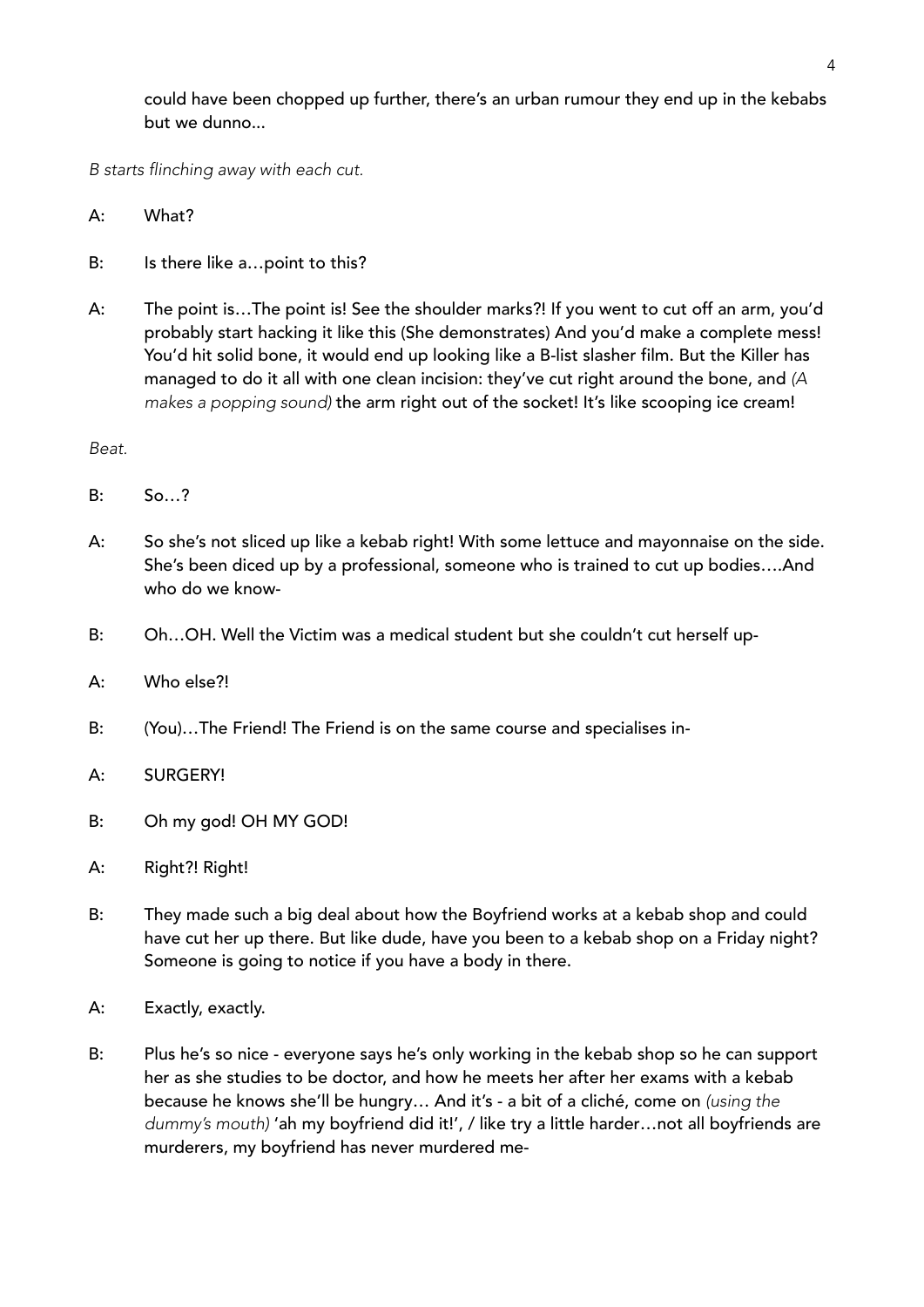could have been chopped up further, there's an urban rumour they end up in the kebabs but we dunno...

*B starts flinching away with each cut.*

A: What?

B: Is there like a…point to this?

A: The point is…The point is! See the shoulder marks?! If you went to cut off an arm, you'd probably start hacking it like this (She demonstrates) And you'd make a complete mess! You'd hit solid bone, it would end up looking like a B-list slasher film. But the Killer has managed to do it all with one clean incision: they've cut right around the bone, and *(A makes a popping sound)* the arm right out of the socket! It's like scooping ice cream!

*Beat.*

B: So…?

A: So she's not sliced up like a kebab right! With some lettuce and mayonnaise on the side. She's been diced up by a professional, someone who is trained to cut up bodies….And who do we know-

B: Oh…OH. Well the Victim was a medical student but she couldn't cut herself up-

A: Who else?!

B: (You)…The Friend! The Friend is on the same course and specialises in-

A: SURGERY!

B: Oh my god! OH MY GOD!

A: Right?! Right!

B: They made such a big deal about how the Boyfriend works at a kebab shop and could have cut her up there. But like dude, have you been to a kebab shop on a Friday night? Someone is going to notice if you have a body in there.

A: Exactly, exactly.

B: Plus he's so nice - everyone says he's only working in the kebab shop so he can support her as she studies to be doctor, and how he meets her after her exams with a kebab because he knows she'll be hungry… And it's - a bit of a cliché, come on *(using the dummy's mouth)* 'ah my boyfriend did it!', / like try a little harder…not all boyfriends are murderers, my boyfriend has never murdered me-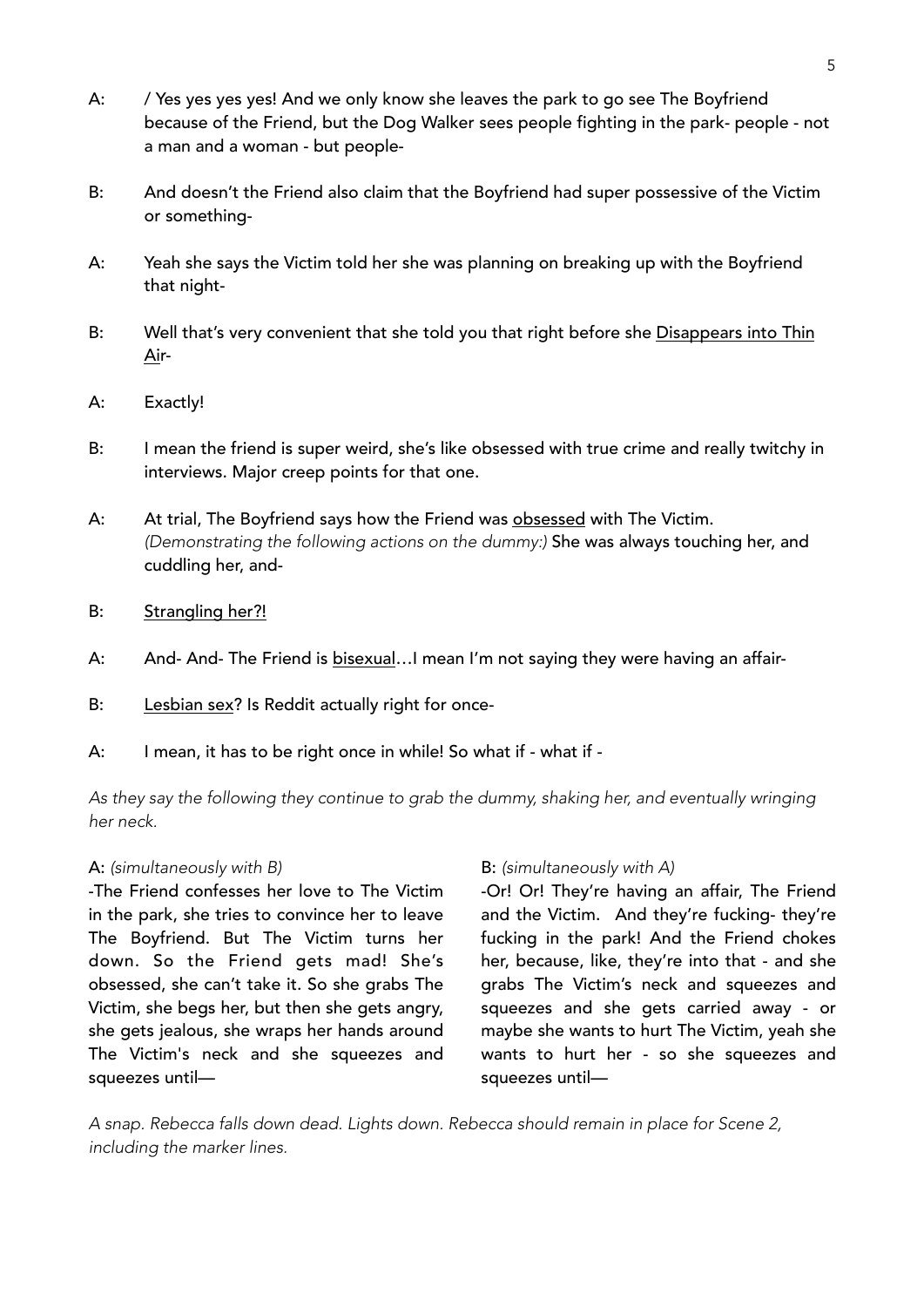A: / Yes yes yes yes! And we only know she leaves the park to go see The Boyfriend because of the Friend, but the Dog Walker sees people fighting in the park- people - not a man and a woman - but people-

B: And doesn't the Friend also claim that the Boyfriend had super possessive of the Victim or something-

A: Yeah she says the Victim told her she was planning on breaking up with the Boyfriend that night-

B: Well that's very convenient that she told you that right before she <u>Disappears into Thin Air</u>-

A: Exactly!

B: I mean the friend is super weird, she's like obsessed with true crime and really twitchy in interviews. Major creep points for that one.

A: At trial, The Boyfriend says how the Friend was <u>obsessed</u> with The Victim. *(Demonstrating the following actions on the dummy:)* She was always touching her, and cuddling her, and-

B: <u>Strangling her?!</u>

A: And- And- The Friend is <u>bisexual</u>…I mean I'm not saying they were having an affair-

B: <u>Lesbian sex</u>? Is Reddit actually right for once-

A: I mean, it has to be right once in while! So what if - what if -

*As they say the following they continue to grab the dummy, shaking her, and eventually wringing her neck.*

A: *(simultaneously with B)*
-The Friend confesses her love to The Victim in the park, she tries to convince her to leave The Boyfriend. But The Victim turns her down. So the Friend gets mad! She's obsessed, she can't take it. So she grabs The Victim, she begs her, but then she gets angry, she gets jealous, she wraps her hands around The Victim's neck and she squeezes and squeezes until—

B: *(simultaneously with A)*
-Or! Or! They're having an affair, The Friend and the Victim. And they're fucking- they're fucking in the park! And the Friend chokes her, because, like, they're into that - and she grabs The Victim's neck and squeezes and squeezes and she gets carried away - or maybe she wants to hurt The Victim, yeah she wants to hurt her - so she squeezes and squeezes until—

*A snap. Rebecca falls down dead. Lights down. Rebecca should remain in place for Scene 2, including the marker lines.*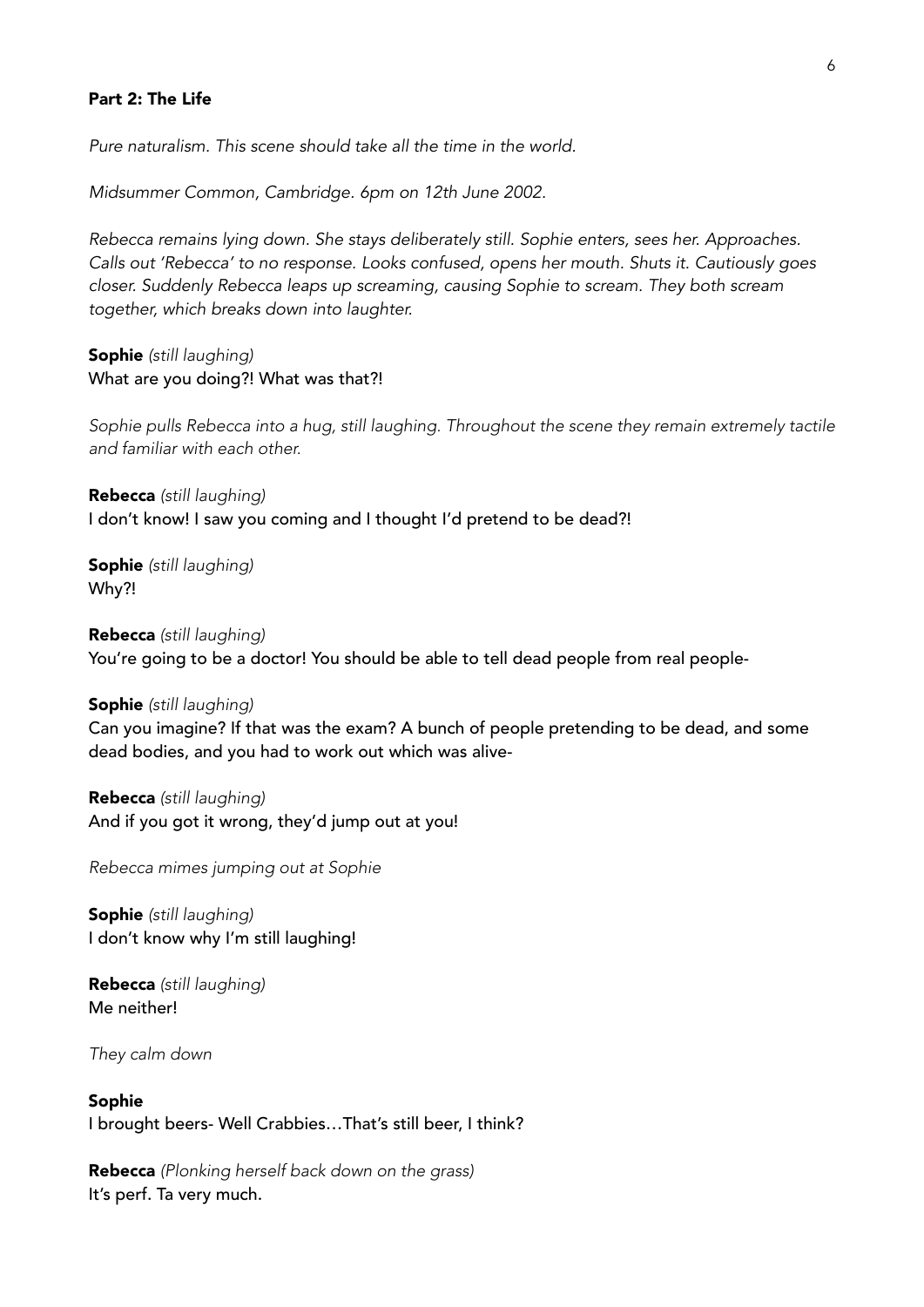**Part 2: The Life**

*Pure naturalism. This scene should take all the time in the world.*

*Midsummer Common, Cambridge. 6pm on 12th June 2002.*

*Rebecca remains lying down. She stays deliberately still. Sophie enters, sees her. Approaches. Calls out 'Rebecca' to no response. Looks confused, opens her mouth. Shuts it. Cautiously goes closer. Suddenly Rebecca leaps up screaming, causing Sophie to scream. They both scream together, which breaks down into laughter.*

**Sophie** *(still laughing)*
What are you doing?! What was that?!

*Sophie pulls Rebecca into a hug, still laughing. Throughout the scene they remain extremely tactile and familiar with each other.*

**Rebecca** *(still laughing)*
I don't know! I saw you coming and I thought I'd pretend to be dead?!

**Sophie** *(still laughing)*
Why?!

**Rebecca** *(still laughing)*
You're going to be a doctor! You should be able to tell dead people from real people-

**Sophie** *(still laughing)*
Can you imagine? If that was the exam? A bunch of people pretending to be dead, and some dead bodies, and you had to work out which was alive-

**Rebecca** *(still laughing)*
And if you got it wrong, they'd jump out at you!

*Rebecca mimes jumping out at Sophie*

**Sophie** *(still laughing)*
I don't know why I'm still laughing!

**Rebecca** *(still laughing)*
Me neither!

*They calm down*

**Sophie**
I brought beers- Well Crabbies…That's still beer, I think?

**Rebecca** *(Plonking herself back down on the grass)*
It's perf. Ta very much.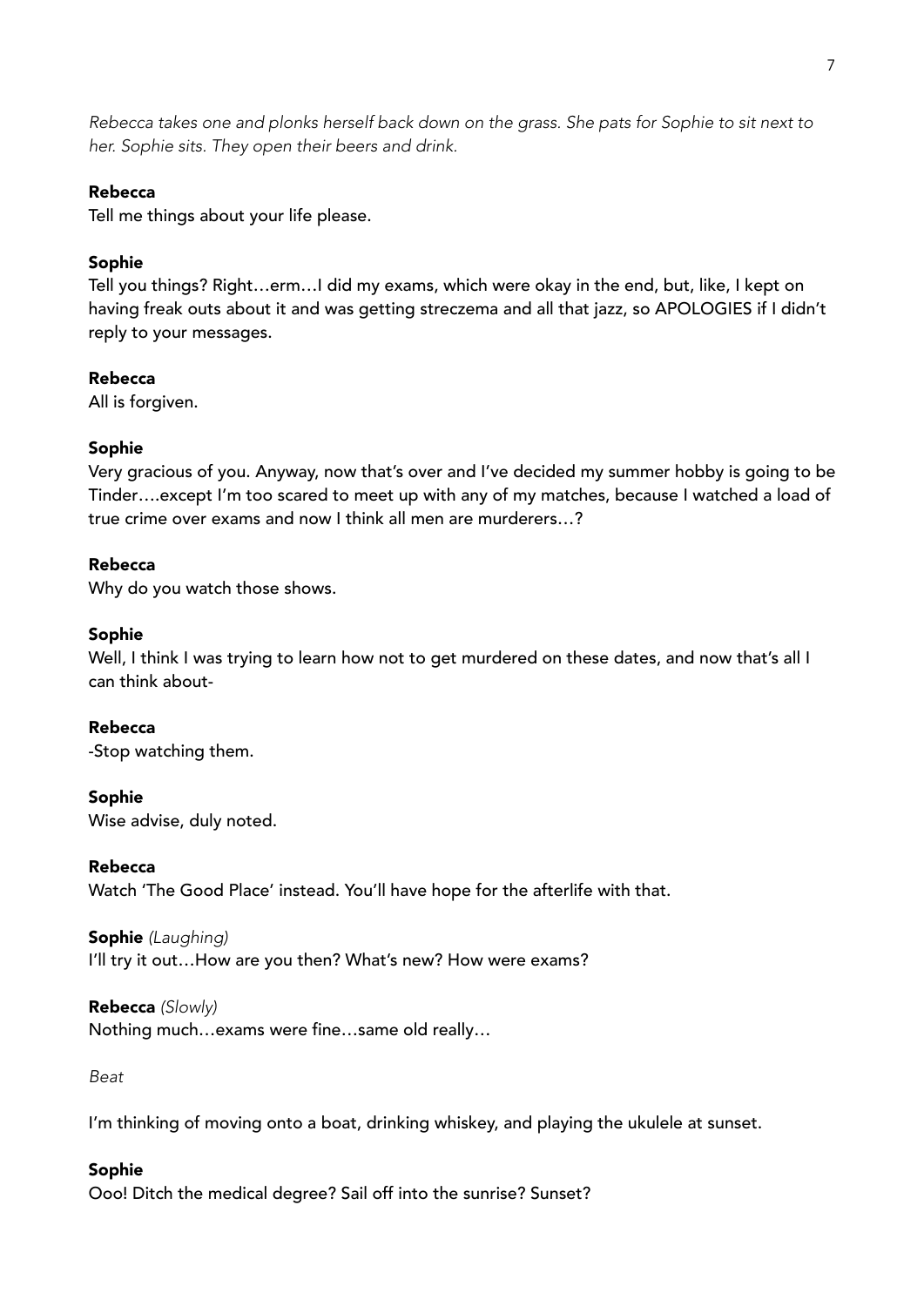*Rebecca takes one and plonks herself back down on the grass. She pats for Sophie to sit next to her. Sophie sits. They open their beers and drink.*

**Rebecca**
Tell me things about your life please.

**Sophie**
Tell you things? Right…erm…I did my exams, which were okay in the end, but, like, I kept on having freak outs about it and was getting streczema and all that jazz, so APOLOGIES if I didn't reply to your messages.

**Rebecca**
All is forgiven.

**Sophie**
Very gracious of you. Anyway, now that's over and I've decided my summer hobby is going to be Tinder….except I'm too scared to meet up with any of my matches, because I watched a load of true crime over exams and now I think all men are murderers…?

**Rebecca**
Why do you watch those shows.

**Sophie**
Well, I think I was trying to learn how not to get murdered on these dates, and now that's all I can think about-

**Rebecca**
-Stop watching them.

**Sophie**
Wise advise, duly noted.

**Rebecca**
Watch 'The Good Place' instead. You'll have hope for the afterlife with that.

**Sophie** *(Laughing)*
I'll try it out…How are you then? What's new? How were exams?

**Rebecca** *(Slowly)*
Nothing much…exams were fine…same old really…

*Beat*

I'm thinking of moving onto a boat, drinking whiskey, and playing the ukulele at sunset.

**Sophie**
Ooo! Ditch the medical degree? Sail off into the sunrise? Sunset?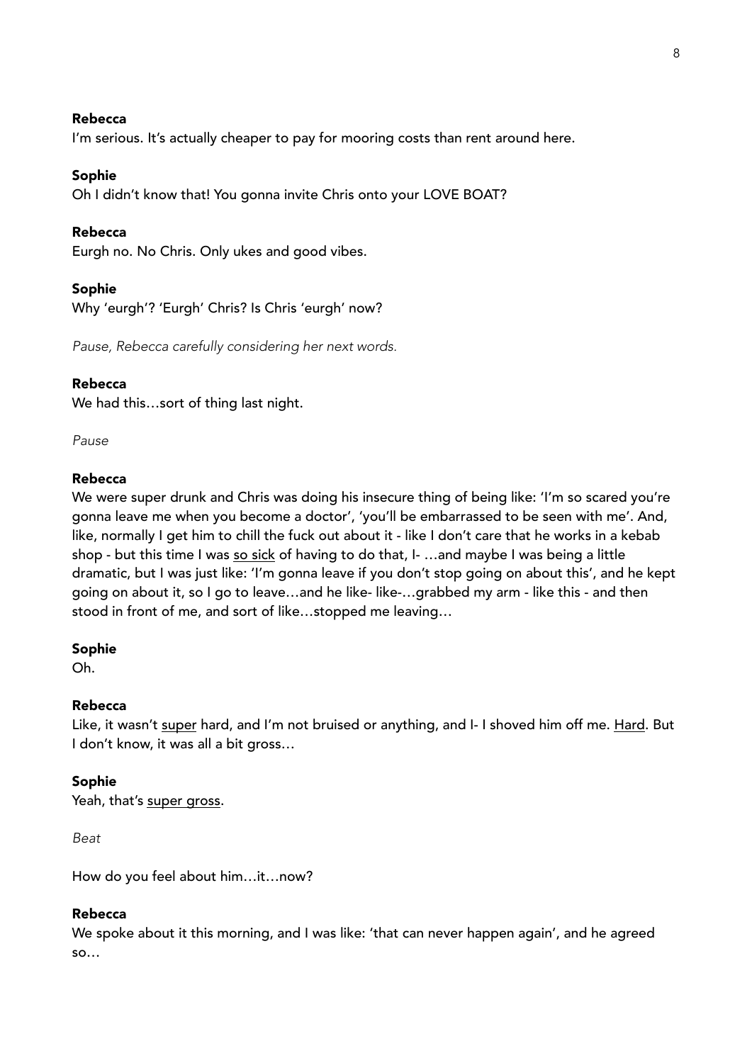**Rebecca**
I'm serious. It's actually cheaper to pay for mooring costs than rent around here.

**Sophie**
Oh I didn't know that! You gonna invite Chris onto your LOVE BOAT?

**Rebecca**
Eurgh no. No Chris. Only ukes and good vibes.

**Sophie**
Why 'eurgh'? 'Eurgh' Chris? Is Chris 'eurgh' now?

*Pause, Rebecca carefully considering her next words.*

**Rebecca**
We had this…sort of thing last night.

*Pause*

**Rebecca**
We were super drunk and Chris was doing his insecure thing of being like: 'I'm so scared you're gonna leave me when you become a doctor', 'you'll be embarrassed to be seen with me'. And, like, normally I get him to chill the fuck out about it - like I don't care that he works in a kebab shop - but this time I was <u>so sick</u> of having to do that, I- …and maybe I was being a little dramatic, but I was just like: 'I'm gonna leave if you don't stop going on about this', and he kept going on about it, so I go to leave…and he like- like-…grabbed my arm - like this - and then stood in front of me, and sort of like…stopped me leaving…

**Sophie**
Oh.

**Rebecca**
Like, it wasn't <u>super</u> hard, and I'm not bruised or anything, and I- I shoved him off me. <u>Hard</u>. But I don't know, it was all a bit gross…

**Sophie**
Yeah, that's <u>super gross</u>.

*Beat*

How do you feel about him…it…now?

**Rebecca**
We spoke about it this morning, and I was like: 'that can never happen again', and he agreed so…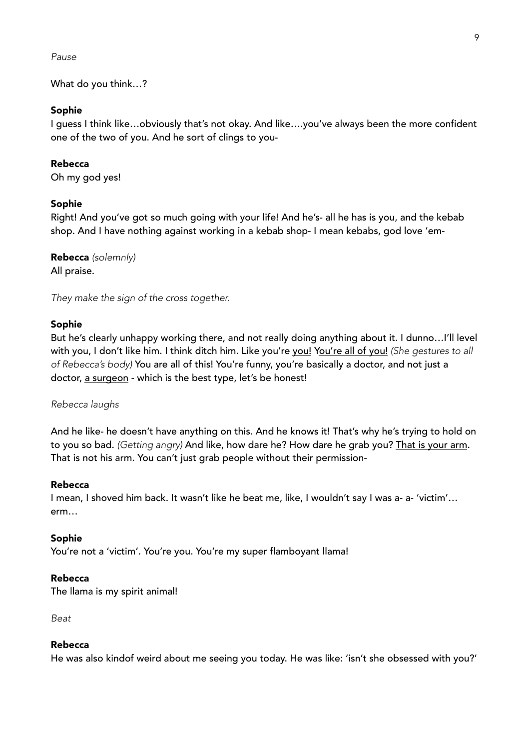*Pause*

What do you think…?

**Sophie**
I guess I think like…obviously that's not okay. And like….you've always been the more confident one of the two of you. And he sort of clings to you-

**Rebecca**
Oh my god yes!

**Sophie**
Right! And you've got so much going with your life! And he's- all he has is you, and the kebab shop. And I have nothing against working in a kebab shop- I mean kebabs, god love 'em-

**Rebecca** *(solemnly)*
All praise.

*They make the sign of the cross together.*

**Sophie**
But he's clearly unhappy working there, and not really doing anything about it. I dunno…I'll level with you, I don't like him. I think ditch him. Like you're <u>you!</u> <u>You're all of you!</u> *(She gestures to all of Rebecca's body)* You are all of this! You're funny, you're basically a doctor, and not just a doctor, <u>a surgeon</u> - which is the best type, let's be honest!

*Rebecca laughs*

And he like- he doesn't have anything on this. And he knows it! That's why he's trying to hold on to you so bad. *(Getting angry)* And like, how dare he? How dare he grab you? <u>That is your arm</u>. That is not his arm. You can't just grab people without their permission-

**Rebecca**
I mean, I shoved him back. It wasn't like he beat me, like, I wouldn't say I was a- a- 'victim'… erm…

**Sophie**
You're not a 'victim'. You're you. You're my super flamboyant llama!

**Rebecca**
The llama is my spirit animal!

*Beat*

**Rebecca**
He was also kindof weird about me seeing you today. He was like: 'isn't she obsessed with you?'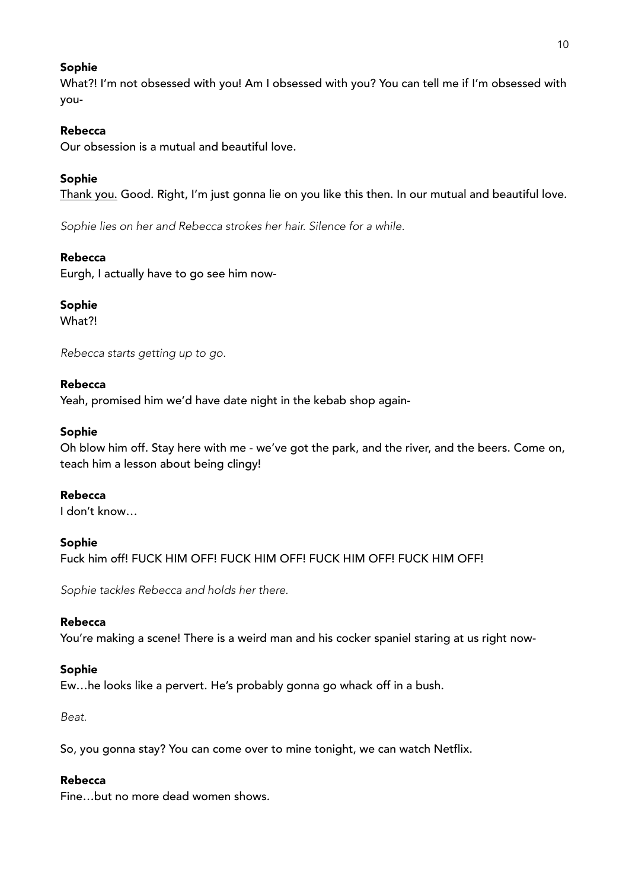**Sophie**
What?! I'm not obsessed with you! Am I obsessed with you? You can tell me if I'm obsessed with you-

**Rebecca**
Our obsession is a mutual and beautiful love.

**Sophie**
<u>Thank you.</u> Good. Right, I'm just gonna lie on you like this then. In our mutual and beautiful love.

*Sophie lies on her and Rebecca strokes her hair. Silence for a while.*

**Rebecca**
Eurgh, I actually have to go see him now-

**Sophie**
What?!

*Rebecca starts getting up to go.*

**Rebecca**
Yeah, promised him we'd have date night in the kebab shop again-

**Sophie**
Oh blow him off. Stay here with me - we've got the park, and the river, and the beers. Come on, teach him a lesson about being clingy!

**Rebecca**
I don't know…

**Sophie**
Fuck him off! FUCK HIM OFF! FUCK HIM OFF! FUCK HIM OFF! FUCK HIM OFF!

*Sophie tackles Rebecca and holds her there.*

**Rebecca**
You're making a scene! There is a weird man and his cocker spaniel staring at us right now-

**Sophie**
Ew…he looks like a pervert. He's probably gonna go whack off in a bush.

*Beat.*

So, you gonna stay? You can come over to mine tonight, we can watch Netflix.

**Rebecca**
Fine…but no more dead women shows.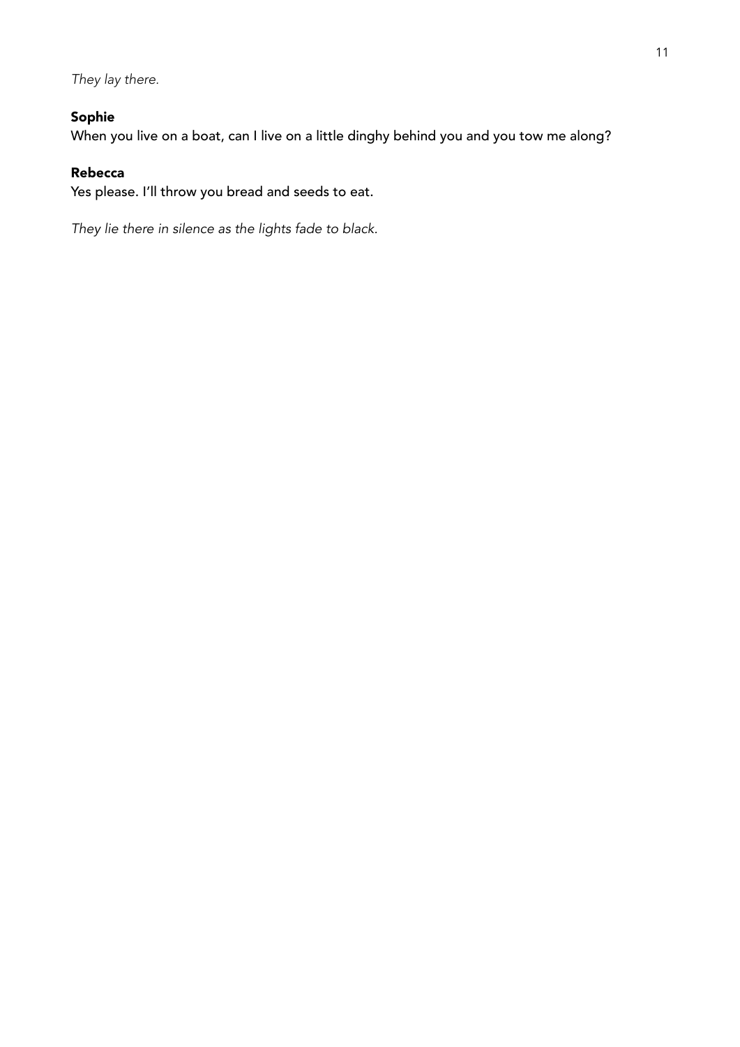*They lay there.*

**Sophie**
When you live on a boat, can I live on a little dinghy behind you and you tow me along?

**Rebecca**
Yes please. I'll throw you bread and seeds to eat.

*They lie there in silence as the lights fade to black.*